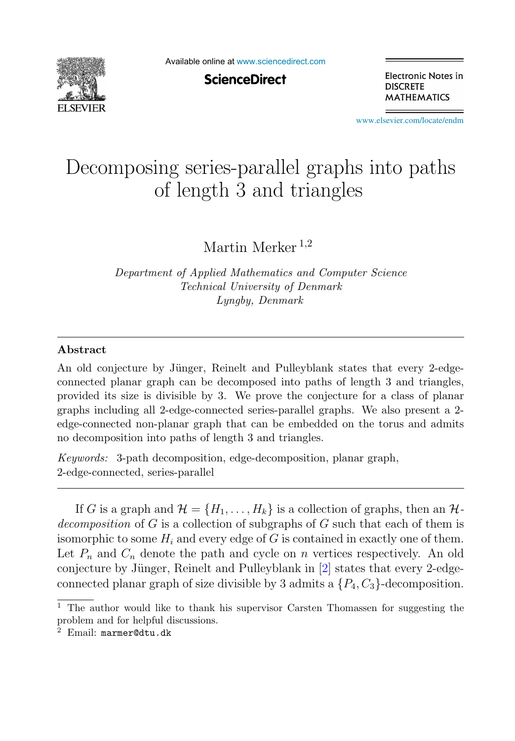# Decomposing series-parallel graphs into paths of length 3 and triangles

Martin Merker [1,2]

*Department of Applied Mathematics and Computer Science*
*Technical University of Denmark*
*Lyngby, Denmark*

---

**Abstract**

An old conjecture by Jünger, Reinelt and Pulleyblank states that every 2-edge-connected planar graph can be decomposed into paths of length 3 and triangles, provided its size is divisible by 3. We prove the conjecture for a class of planar graphs including all 2-edge-connected series-parallel graphs. We also present a 2-edge-connected non-planar graph that can be embedded on the torus and admits no decomposition into paths of length 3 and triangles.

*Keywords:* 3-path decomposition, edge-decomposition, planar graph, 2-edge-connected, series-parallel

---

If $G$ is a graph and $\mathcal{H} = \{H_1, \ldots, H_k\}$ is a collection of graphs, then an $\mathcal{H}$-*decomposition* of $G$ is a collection of subgraphs of $G$ such that each of them is isomorphic to some $H_i$ and every edge of $G$ is contained in exactly one of them. Let $P_n$ and $C_n$ denote the path and cycle on $n$ vertices respectively. An old conjecture by Jünger, Reinelt and Pulleyblank in [2] states that every 2-edge-connected planar graph of size divisible by 3 admits a $\{P_4, C_3\}$-decomposition.

[1] The author would like to thank his supervisor Carsten Thomassen for suggesting the problem and for helpful discussions.
[2] Email: marmer@dtu.dk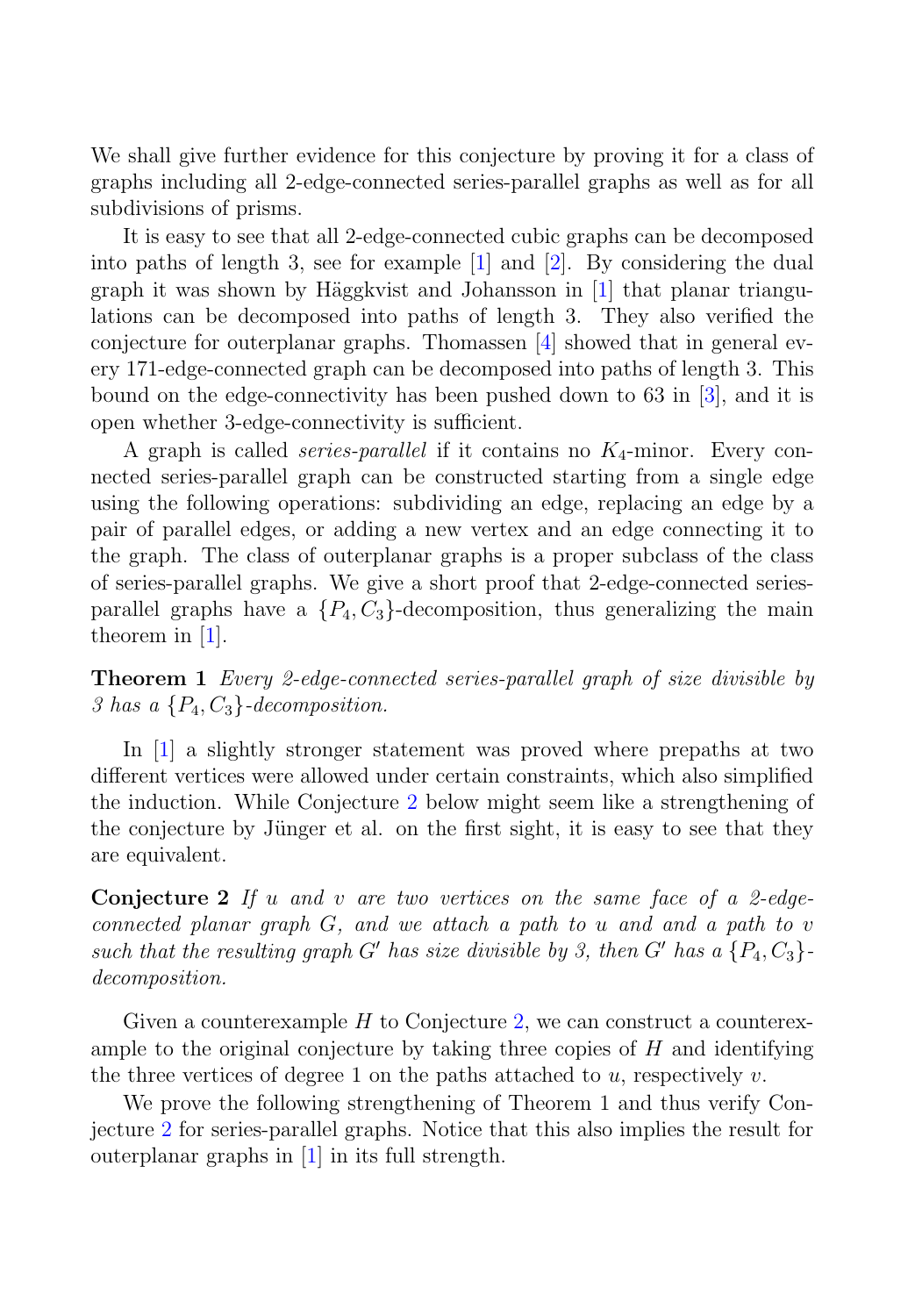We shall give further evidence for this conjecture by proving it for a class of graphs including all 2-edge-connected series-parallel graphs as well as for all subdivisions of prisms.

It is easy to see that all 2-edge-connected cubic graphs can be decomposed into paths of length 3, see for example [1] and [2]. By considering the dual graph it was shown by Häggkvist and Johansson in [1] that planar triangulations can be decomposed into paths of length 3. They also verified the conjecture for outerplanar graphs. Thomassen [4] showed that in general every 171-edge-connected graph can be decomposed into paths of length 3. This bound on the edge-connectivity has been pushed down to 63 in [3], and it is open whether 3-edge-connectivity is sufficient.

A graph is called *series-parallel* if it contains no $K_4$-minor. Every connected series-parallel graph can be constructed starting from a single edge using the following operations: subdividing an edge, replacing an edge by a pair of parallel edges, or adding a new vertex and an edge connecting it to the graph. The class of outerplanar graphs is a proper subclass of the class of series-parallel graphs. We give a short proof that 2-edge-connected series-parallel graphs have a $\{P_4, C_3\}$-decomposition, thus generalizing the main theorem in [1].

**Theorem 1** *Every 2-edge-connected series-parallel graph of size divisible by 3 has a $\{P_4, C_3\}$-decomposition.*

In [1] a slightly stronger statement was proved where prepaths at two different vertices were allowed under certain constraints, which also simplified the induction. While Conjecture 2 below might seem like a strengthening of the conjecture by Jünger et al. on the first sight, it is easy to see that they are equivalent.

**Conjecture 2** *If $u$ and $v$ are two vertices on the same face of a 2-edge-connected planar graph $G$, and we attach a path to $u$ and and a path to $v$ such that the resulting graph $G'$ has size divisible by 3, then $G'$ has a $\{P_4, C_3\}$-decomposition.*

Given a counterexample $H$ to Conjecture 2, we can construct a counterexample to the original conjecture by taking three copies of $H$ and identifying the three vertices of degree 1 on the paths attached to $u$, respectively $v$.

We prove the following strengthening of Theorem 1 and thus verify Conjecture 2 for series-parallel graphs. Notice that this also implies the result for outerplanar graphs in [1] in its full strength.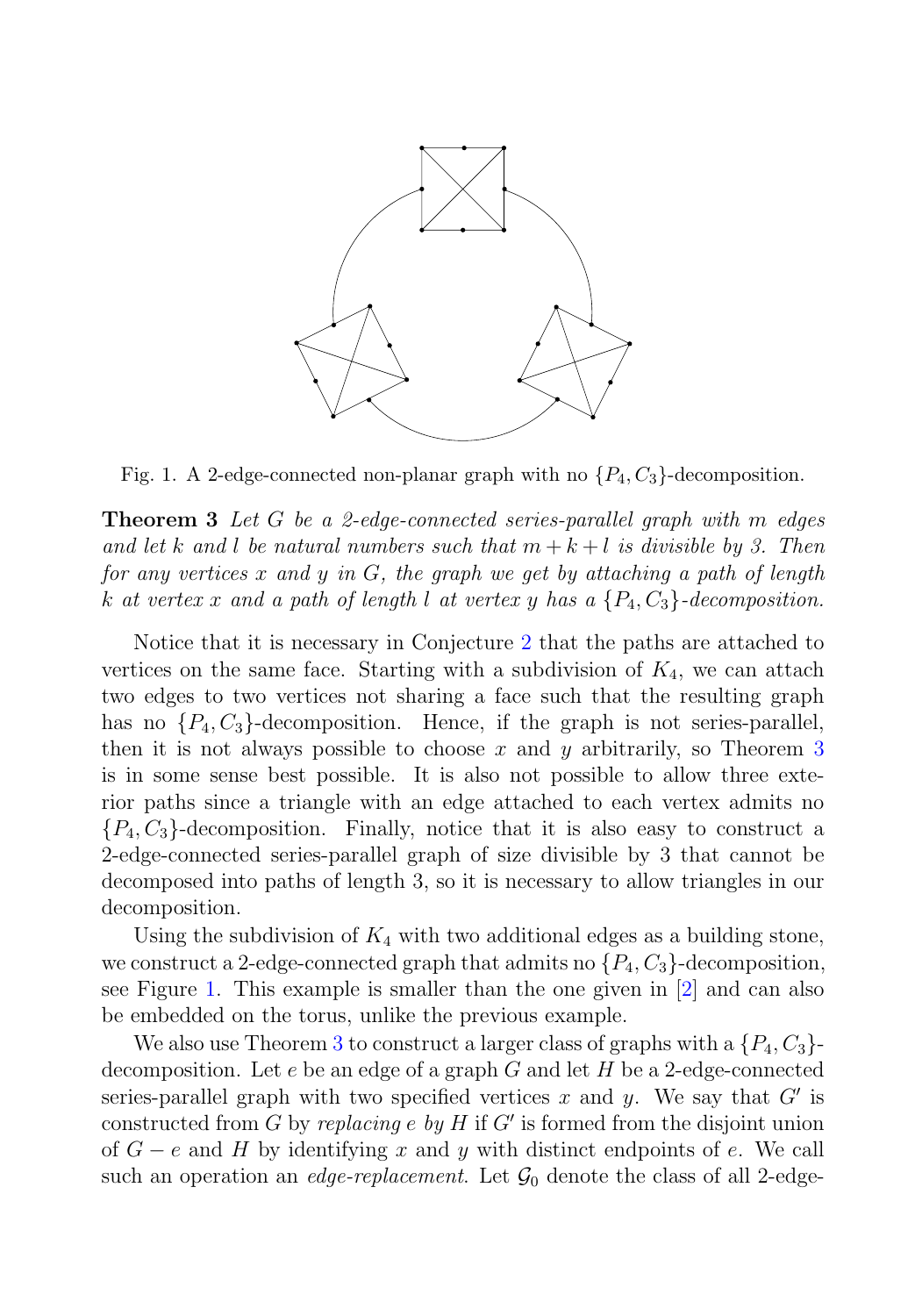Fig. 1. A 2-edge-connected non-planar graph with no $\{P_4, C_3\}$-decomposition.

**Theorem 3** *Let $G$ be a 2-edge-connected series-parallel graph with $m$ edges and let $k$ and $l$ be natural numbers such that $m + k + l$ is divisible by 3. Then for any vertices $x$ and $y$ in $G$, the graph we get by attaching a path of length $k$ at vertex $x$ and a path of length $l$ at vertex $y$ has a $\{P_4, C_3\}$-decomposition.*

Notice that it is necessary in Conjecture 2 that the paths are attached to vertices on the same face. Starting with a subdivision of $K_4$, we can attach two edges to two vertices not sharing a face such that the resulting graph has no $\{P_4, C_3\}$-decomposition. Hence, if the graph is not series-parallel, then it is not always possible to choose $x$ and $y$ arbitrarily, so Theorem 3 is in some sense best possible. It is also not possible to allow three exterior paths since a triangle with an edge attached to each vertex admits no $\{P_4, C_3\}$-decomposition. Finally, notice that it is also easy to construct a 2-edge-connected series-parallel graph of size divisible by 3 that cannot be decomposed into paths of length 3, so it is necessary to allow triangles in our decomposition.

Using the subdivision of $K_4$ with two additional edges as a building stone, we construct a 2-edge-connected graph that admits no $\{P_4, C_3\}$-decomposition, see Figure 1. This example is smaller than the one given in [2] and can also be embedded on the torus, unlike the previous example.

We also use Theorem 3 to construct a larger class of graphs with a $\{P_4, C_3\}$-decomposition. Let $e$ be an edge of a graph $G$ and let $H$ be a 2-edge-connected series-parallel graph with two specified vertices $x$ and $y$. We say that $G'$ is constructed from $G$ by *replacing $e$ by $H$* if $G'$ is formed from the disjoint union of $G - e$ and $H$ by identifying $x$ and $y$ with distinct endpoints of $e$. We call such an operation an *edge-replacement*. Let $\mathcal{G}_0$ denote the class of all 2-edge-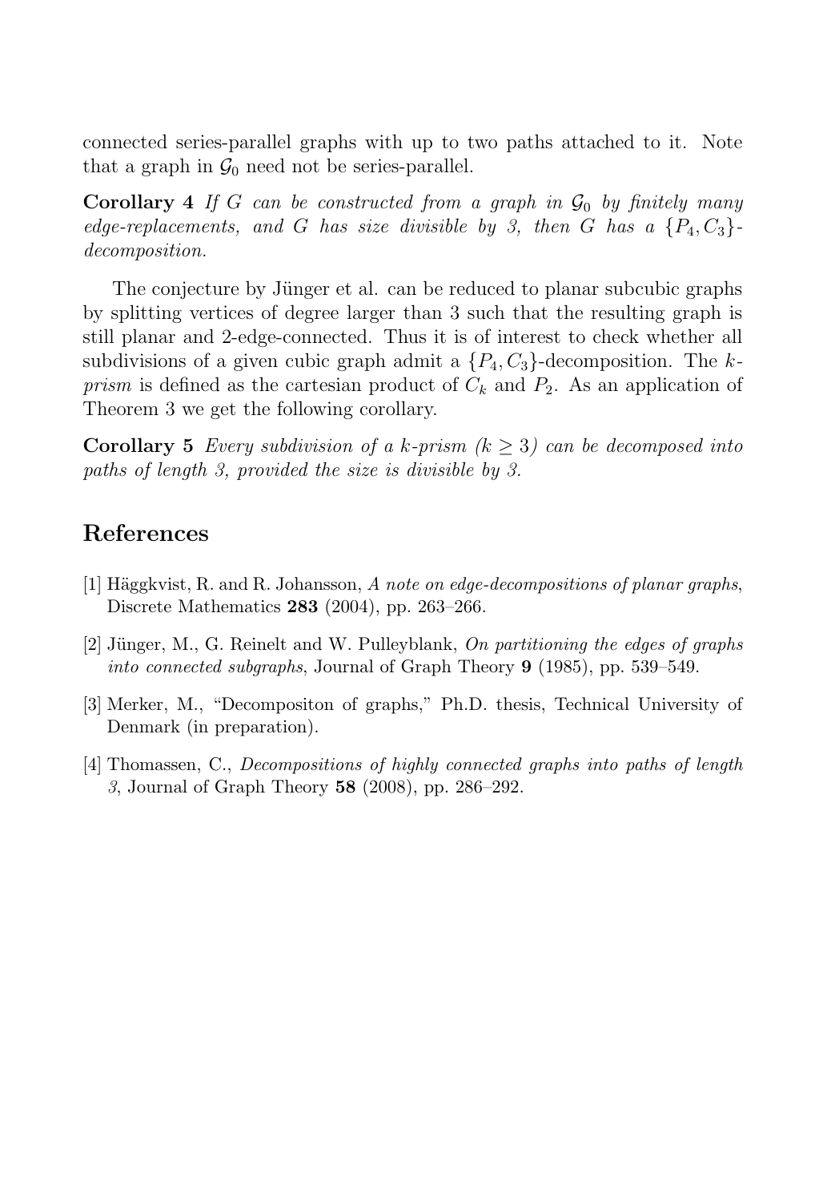connected series-parallel graphs with up to two paths attached to it. Note that a graph in $\mathcal{G}_0$ need not be series-parallel.

**Corollary 4** *If $G$ can be constructed from a graph in $\mathcal{G}_0$ by finitely many edge-replacements, and $G$ has size divisible by 3, then $G$ has a $\{P_4, C_3\}$-decomposition.*

The conjecture by Jünger et al. can be reduced to planar subcubic graphs by splitting vertices of degree larger than 3 such that the resulting graph is still planar and 2-edge-connected. Thus it is of interest to check whether all subdivisions of a given cubic graph admit a $\{P_4, C_3\}$-decomposition. The *$k$-prism* is defined as the cartesian product of $C_k$ and $P_2$. As an application of Theorem 3 we get the following corollary.

**Corollary 5** *Every subdivision of a $k$-prism ($k \geq 3$) can be decomposed into paths of length 3, provided the size is divisible by 3.*

## References

[1] Häggkvist, R. and R. Johansson, *A note on edge-decompositions of planar graphs*, Discrete Mathematics **283** (2004), pp. 263–266.

[2] Jünger, M., G. Reinelt and W. Pulleyblank, *On partitioning the edges of graphs into connected subgraphs*, Journal of Graph Theory **9** (1985), pp. 539–549.

[3] Merker, M., "Decompositon of graphs," Ph.D. thesis, Technical University of Denmark (in preparation).

[4] Thomassen, C., *Decompositions of highly connected graphs into paths of length 3*, Journal of Graph Theory **58** (2008), pp. 286–292.